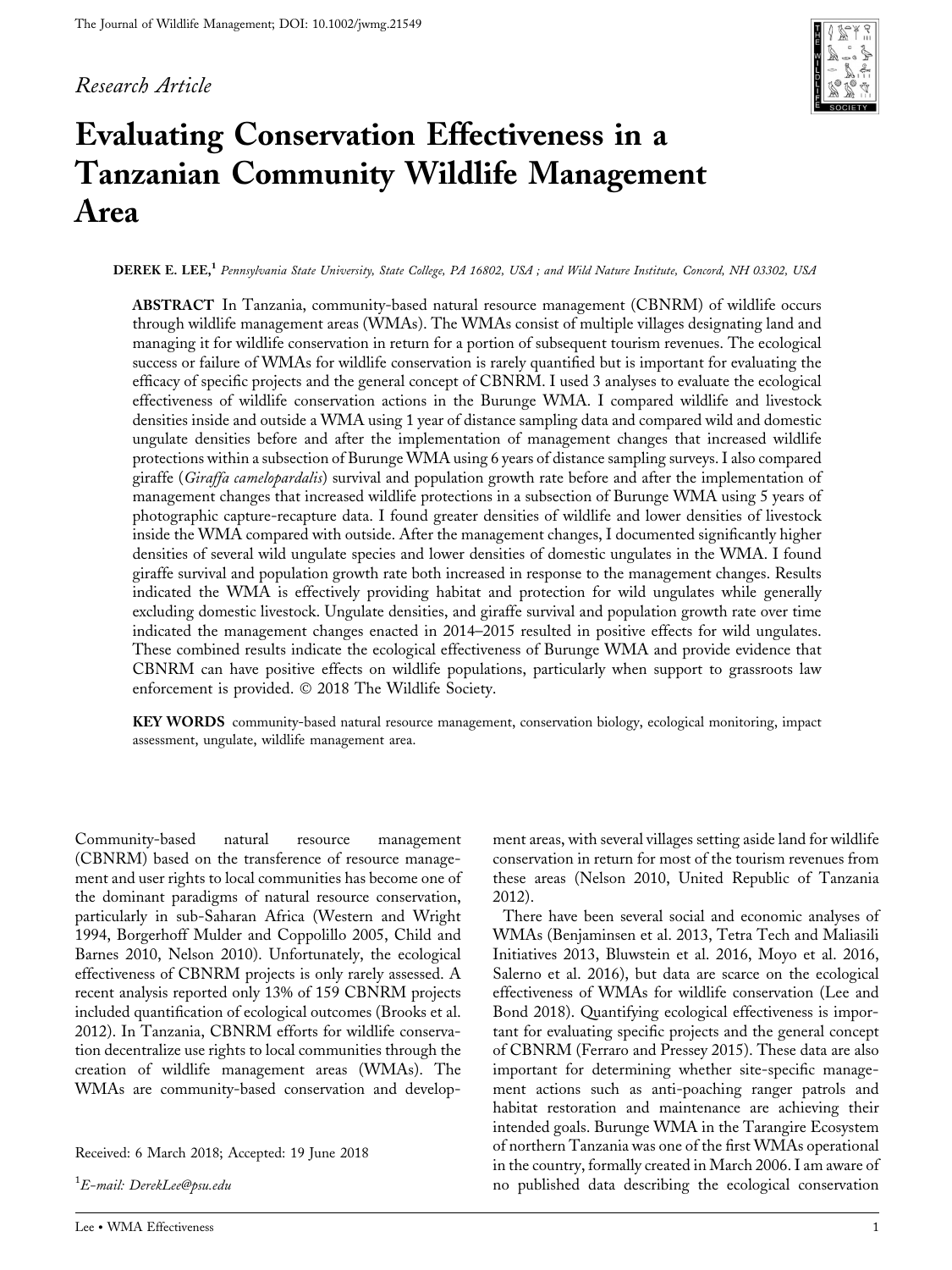*Research Article*

# Evaluating Conservation Effectiveness in a Tanzanian Community Wildlife Management Area

**DEREK E. LEE,**[1] *Pennsylvania State University, State College, PA 16802, USA ; and Wild Nature Institute, Concord, NH 03302, USA*

**ABSTRACT** In Tanzania, community-based natural resource management (CBNRM) of wildlife occurs through wildlife management areas (WMAs). The WMAs consist of multiple villages designating land and managing it for wildlife conservation in return for a portion of subsequent tourism revenues. The ecological success or failure of WMAs for wildlife conservation is rarely quantified but is important for evaluating the efficacy of specific projects and the general concept of CBNRM. I used 3 analyses to evaluate the ecological effectiveness of wildlife conservation actions in the Burunge WMA. I compared wildlife and livestock densities inside and outside a WMA using 1 year of distance sampling data and compared wild and domestic ungulate densities before and after the implementation of management changes that increased wildlife protections within a subsection of Burunge WMA using 6 years of distance sampling surveys. I also compared giraffe (*Giraffa camelopardalis*) survival and population growth rate before and after the implementation of management changes that increased wildlife protections in a subsection of Burunge WMA using 5 years of photographic capture-recapture data. I found greater densities of wildlife and lower densities of livestock inside the WMA compared with outside. After the management changes, I documented significantly higher densities of several wild ungulate species and lower densities of domestic ungulates in the WMA. I found giraffe survival and population growth rate both increased in response to the management changes. Results indicated the WMA is effectively providing habitat and protection for wild ungulates while generally excluding domestic livestock. Ungulate densities, and giraffe survival and population growth rate over time indicated the management changes enacted in 2014–2015 resulted in positive effects for wild ungulates. These combined results indicate the ecological effectiveness of Burunge WMA and provide evidence that CBNRM can have positive effects on wildlife populations, particularly when support to grassroots law enforcement is provided. © 2018 The Wildlife Society.

**KEY WORDS** community-based natural resource management, conservation biology, ecological monitoring, impact assessment, ungulate, wildlife management area.

Community-based natural resource management (CBNRM) based on the transference of resource management and user rights to local communities has become one of the dominant paradigms of natural resource conservation, particularly in sub-Saharan Africa (Western and Wright 1994, Borgerhoff Mulder and Coppolillo 2005, Child and Barnes 2010, Nelson 2010). Unfortunately, the ecological effectiveness of CBNRM projects is only rarely assessed. A recent analysis reported only 13% of 159 CBNRM projects included quantification of ecological outcomes (Brooks et al. 2012). In Tanzania, CBNRM efforts for wildlife conservation decentralize use rights to local communities through the creation of wildlife management areas (WMAs). The WMAs are community-based conservation and development areas, with several villages setting aside land for wildlife conservation in return for most of the tourism revenues from these areas (Nelson 2010, United Republic of Tanzania 2012).

There have been several social and economic analyses of WMAs (Benjaminsen et al. 2013, Tetra Tech and Maliasili Initiatives 2013, Bluwstein et al. 2016, Moyo et al. 2016, Salerno et al. 2016), but data are scarce on the ecological effectiveness of WMAs for wildlife conservation (Lee and Bond 2018). Quantifying ecological effectiveness is important for evaluating specific projects and the general concept of CBNRM (Ferraro and Pressey 2015). These data are also important for determining whether site-specific management actions such as anti-poaching ranger patrols and habitat restoration and maintenance are achieving their intended goals. Burunge WMA in the Tarangire Ecosystem of northern Tanzania was one of the first WMAs operational in the country, formally created in March 2006. I am aware of no published data describing the ecological conservation

Received: 6 March 2018; Accepted: 19 June 2018

[1]*E-mail: DerekLee@psu.edu*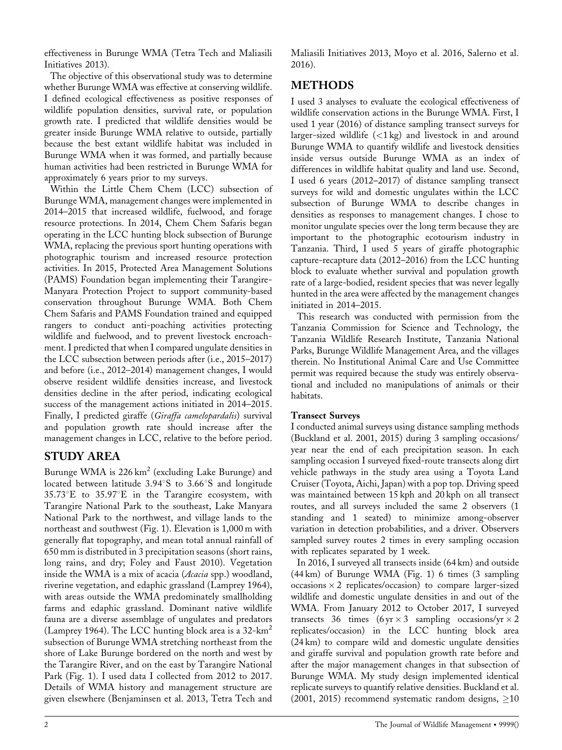effectiveness in Burunge WMA (Tetra Tech and Maliasili Initiatives 2013).

The objective of this observational study was to determine whether Burunge WMA was effective at conserving wildlife. I defined ecological effectiveness as positive responses of wildlife population densities, survival rate, or population growth rate. I predicted that wildlife densities would be greater inside Burunge WMA relative to outside, partially because the best extant wildlife habitat was included in Burunge WMA when it was formed, and partially because human activities had been restricted in Burunge WMA for approximately 6 years prior to my surveys.

Within the Little Chem Chem (LCC) subsection of Burunge WMA, management changes were implemented in 2014–2015 that increased wildlife, fuelwood, and forage resource protections. In 2014, Chem Chem Safaris began operating in the LCC hunting block subsection of Burunge WMA, replacing the previous sport hunting operations with photographic tourism and increased resource protection activities. In 2015, Protected Area Management Solutions (PAMS) Foundation began implementing their Tarangire-Manyara Protection Project to support community-based conservation throughout Burunge WMA. Both Chem Chem Safaris and PAMS Foundation trained and equipped rangers to conduct anti-poaching activities protecting wildlife and fuelwood, and to prevent livestock encroachment. I predicted that when I compared ungulate densities in the LCC subsection between periods after (i.e., 2015–2017) and before (i.e., 2012–2014) management changes, I would observe resident wildlife densities increase, and livestock densities decline in the after period, indicating ecological success of the management actions initiated in 2014–2015. Finally, I predicted giraffe (*Giraffa camelopardalis*) survival and population growth rate should increase after the management changes in LCC, relative to the before period.

## STUDY AREA

Burunge WMA is 226 km$^2$ (excluding Lake Burunge) and located between latitude 3.94°S to 3.66°S and longitude 35.73°E to 35.97°E in the Tarangire ecosystem, with Tarangire National Park to the southeast, Lake Manyara National Park to the northwest, and village lands to the northeast and southwest (Fig. 1). Elevation is 1,000 m with generally flat topography, and mean total annual rainfall of 650 mm is distributed in 3 precipitation seasons (short rains, long rains, and dry; Foley and Faust 2010). Vegetation inside the WMA is a mix of acacia (*Acacia* spp.) woodland, riverine vegetation, and edaphic grassland (Lamprey 1964), with areas outside the WMA predominately smallholding farms and edaphic grassland. Dominant native wildlife fauna are a diverse assemblage of ungulates and predators (Lamprey 1964). The LCC hunting block area is a 32-km$^2$ subsection of Burunge WMA stretching northeast from the shore of Lake Burunge bordered on the north and west by the Tarangire River, and on the east by Tarangire National Park (Fig. 1). I used data I collected from 2012 to 2017. Details of WMA history and management structure are given elsewhere (Benjaminsen et al. 2013, Tetra Tech and Maliasili Initiatives 2013, Moyo et al. 2016, Salerno et al. 2016).

## METHODS

I used 3 analyses to evaluate the ecological effectiveness of wildlife conservation actions in the Burunge WMA. First, I used 1 year (2016) of distance sampling transect surveys for larger-sized wildlife (<1 kg) and livestock in and around Burunge WMA to quantify wildlife and livestock densities inside versus outside Burunge WMA as an index of differences in wildlife habitat quality and land use. Second, I used 6 years (2012–2017) of distance sampling transect surveys for wild and domestic ungulates within the LCC subsection of Burunge WMA to describe changes in densities as responses to management changes. I chose to monitor ungulate species over the long term because they are important to the photographic ecotourism industry in Tanzania. Third, I used 5 years of giraffe photographic capture-recapture data (2012–2016) from the LCC hunting block to evaluate whether survival and population growth rate of a large-bodied, resident species that was never legally hunted in the area were affected by the management changes initiated in 2014–2015.

This research was conducted with permission from the Tanzania Commission for Science and Technology, the Tanzania Wildlife Research Institute, Tanzania National Parks, Burunge Wildlife Management Area, and the villages therein. No Institutional Animal Care and Use Committee permit was required because the study was entirely observational and included no manipulations of animals or their habitats.

### Transect Surveys

I conducted animal surveys using distance sampling methods (Buckland et al. 2001, 2015) during 3 sampling occasions/year near the end of each precipitation season. In each sampling occasion I surveyed fixed-route transects along dirt vehicle pathways in the study area using a Toyota Land Cruiser (Toyota, Aichi, Japan) with a pop top. Driving speed was maintained between 15 kph and 20 kph on all transect routes, and all surveys included the same 2 observers (1 standing and 1 seated) to minimize among-observer variation in detection probabilities, and a driver. Observers sampled survey routes 2 times in every sampling occasion with replicates separated by 1 week.

In 2016, I surveyed all transects inside (64 km) and outside (44 km) of Burunge WMA (Fig. 1) 6 times (3 sampling occasions × 2 replicates/occasion) to compare larger-sized wildlife and domestic ungulate densities in and out of the WMA. From January 2012 to October 2017, I surveyed transects 36 times (6 yr × 3 sampling occasions/yr × 2 replicates/occasion) in the LCC hunting block area (24 km) to compare wild and domestic ungulate densities and giraffe survival and population growth rate before and after the major management changes in that subsection of Burunge WMA. My study design implemented identical replicate surveys to quantify relative densities. Buckland et al. (2001, 2015) recommend systematic random designs, ≥10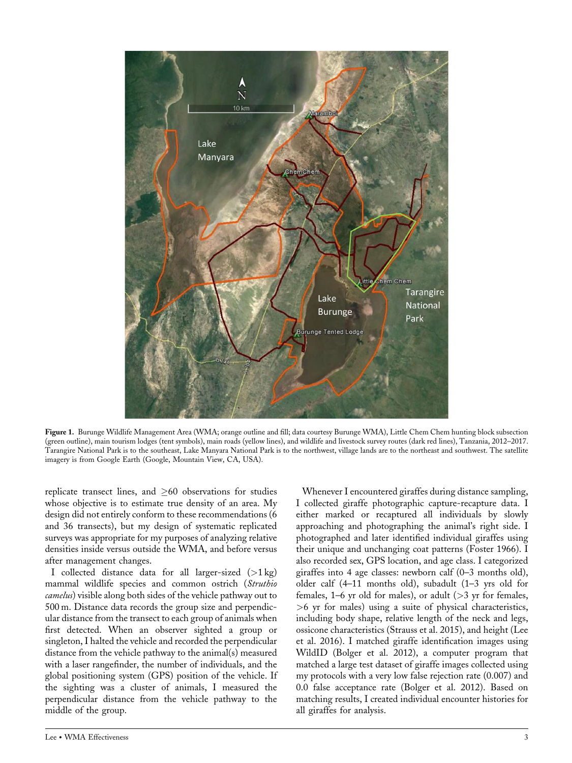**Figure 1.** Burunge Wildlife Management Area (WMA; orange outline and fill; data courtesy Burunge WMA), Little Chem Chem hunting block subsection (green outline), main tourism lodges (tent symbols), main roads (yellow lines), and wildlife and livestock survey routes (dark red lines), Tanzania, 2012–2017. Tarangire National Park is to the southeast, Lake Manyara National Park is to the northwest, village lands are to the northeast and southwest. The satellite imagery is from Google Earth (Google, Mountain View, CA, USA).

replicate transect lines, and ≥60 observations for studies whose objective is to estimate true density of an area. My design did not entirely conform to these recommendations (6 and 36 transects), but my design of systematic replicated surveys was appropriate for my purposes of analyzing relative densities inside versus outside the WMA, and before versus after management changes.

I collected distance data for all larger-sized (>1 kg) mammal wildlife species and common ostrich (*Struthio camelus*) visible along both sides of the vehicle pathway out to 500 m. Distance data records the group size and perpendicular distance from the transect to each group of animals when first detected. When an observer sighted a group or singleton, I halted the vehicle and recorded the perpendicular distance from the vehicle pathway to the animal(s) measured with a laser rangefinder, the number of individuals, and the global positioning system (GPS) position of the vehicle. If the sighting was a cluster of animals, I measured the perpendicular distance from the vehicle pathway to the middle of the group.

Whenever I encountered giraffes during distance sampling, I collected giraffe photographic capture-recapture data. I either marked or recaptured all individuals by slowly approaching and photographing the animal's right side. I photographed and later identified individual giraffes using their unique and unchanging coat patterns (Foster 1966). I also recorded sex, GPS location, and age class. I categorized giraffes into 4 age classes: newborn calf (0–3 months old), older calf (4–11 months old), subadult (1–3 yrs old for females, 1–6 yr old for males), or adult (>3 yr for females, >6 yr for males) using a suite of physical characteristics, including body shape, relative length of the neck and legs, ossicone characteristics (Strauss et al. 2015), and height (Lee et al. 2016). I matched giraffe identification images using WildID (Bolger et al. 2012), a computer program that matched a large test dataset of giraffe images collected using my protocols with a very low false rejection rate (0.007) and 0.0 false acceptance rate (Bolger et al. 2012). Based on matching results, I created individual encounter histories for all giraffes for analysis.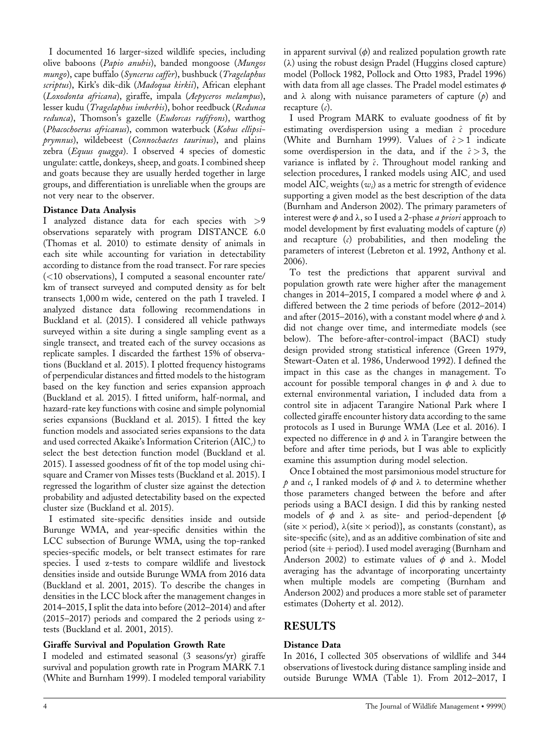I documented 16 larger-sized wildlife species, including olive baboons (*Papio anubis*), banded mongoose (*Mungos mungo*), cape buffalo (*Syncerus caffer*), bushbuck (*Tragelaphus scriptus*), Kirk's dik-dik (*Madoqua kirkii*), African elephant (*Loxodonta africana*), giraffe, impala (*Aepyceros melampus*), lesser kudu (*Tragelaphus imberbis*), bohor reedbuck (*Redunca redunca*), Thomson's gazelle (*Eudorcas rufifrons*), warthog (*Phacochoerus africanus*), common waterbuck (*Kobus ellipsiprymnus*), wildebeest (*Connochaetes taurinus*), and plains zebra (*Equus quagga*). I observed 4 species of domestic ungulate: cattle, donkeys, sheep, and goats. I combined sheep and goats because they are usually herded together in large groups, and differentiation is unreliable when the groups are not very near to the observer.

### Distance Data Analysis

I analyzed distance data for each species with >9 observations separately with program DISTANCE 6.0 (Thomas et al. 2010) to estimate density of animals in each site while accounting for variation in detectability according to distance from the road transect. For rare species (<10 observations), I computed a seasonal encounter rate/km of transect surveyed and computed density as for belt transects 1,000 m wide, centered on the path I traveled. I analyzed distance data following recommendations in Buckland et al. (2015). I considered all vehicle pathways surveyed within a site during a single sampling event as a single transect, and treated each of the survey occasions as replicate samples. I discarded the farthest 15% of observations (Buckland et al. 2015). I plotted frequency histograms of perpendicular distances and fitted models to the histogram based on the key function and series expansion approach (Buckland et al. 2015). I fitted uniform, half-normal, and hazard-rate key functions with cosine and simple polynomial series expansions (Buckland et al. 2015). I fitted the key function models and associated series expansions to the data and used corrected Akaike's Information Criterion ($AIC_c$) to select the best detection function model (Buckland et al. 2015). I assessed goodness of fit of the top model using chi-square and Cramer von Misses tests (Buckland et al. 2015). I regressed the logarithm of cluster size against the detection probability and adjusted detectability based on the expected cluster size (Buckland et al. 2015).

I estimated site-specific densities inside and outside Burunge WMA, and year-specific densities within the LCC subsection of Burunge WMA, using the top-ranked species-specific models, or belt transect estimates for rare species. I used z-tests to compare wildlife and livestock densities inside and outside Burunge WMA from 2016 data (Buckland et al. 2001, 2015). To describe the changes in densities in the LCC block after the management changes in 2014–2015, I split the data into before (2012–2014) and after (2015–2017) periods and compared the 2 periods using z-tests (Buckland et al. 2001, 2015).

### Giraffe Survival and Population Growth Rate

I modeled and estimated seasonal (3 seasons/yr) giraffe survival and population growth rate in Program MARK 7.1 (White and Burnham 1999). I modeled temporal variability in apparent survival ($\phi$) and realized population growth rate ($\lambda$) using the robust design Pradel (Huggins closed capture) model (Pollock 1982, Pollock and Otto 1983, Pradel 1996) with data from all age classes. The Pradel model estimates $\phi$ and $\lambda$ along with nuisance parameters of capture ($p$) and recapture ($c$).

I used Program MARK to evaluate goodness of fit by estimating overdispersion using a median $\hat{c}$ procedure (White and Burnham 1999). Values of $\hat{c} > 1$ indicate some overdispersion in the data, and if the $\hat{c} > 3$, the variance is inflated by $\hat{c}$. Throughout model ranking and selection procedures, I ranked models using $AIC_c$ and used model $AIC_c$ weights ($w_i$) as a metric for strength of evidence supporting a given model as the best description of the data (Burnham and Anderson 2002). The primary parameters of interest were $\phi$ and $\lambda$, so I used a 2-phase *a priori* approach to model development by first evaluating models of capture ($p$) and recapture ($c$) probabilities, and then modeling the parameters of interest (Lebreton et al. 1992, Anthony et al. 2006).

To test the predictions that apparent survival and population growth rate were higher after the management changes in 2014–2015, I compared a model where $\phi$ and $\lambda$ differed between the 2 time periods of before (2012–2014) and after (2015–2016), with a constant model where $\phi$ and $\lambda$ did not change over time, and intermediate models (see below). The before-after-control-impact (BACI) study design provided strong statistical inference (Green 1979, Stewart-Oaten et al. 1986, Underwood 1992). I defined the impact in this case as the changes in management. To account for possible temporal changes in $\phi$ and $\lambda$ due to external environmental variation, I included data from a control site in adjacent Tarangire National Park where I collected giraffe encounter history data according to the same protocols as I used in Burunge WMA (Lee et al. 2016). I expected no difference in $\phi$ and $\lambda$ in Tarangire between the before and after time periods, but I was able to explicitly examine this assumption during model selection.

Once I obtained the most parsimonious model structure for $p$ and $c$, I ranked models of $\phi$ and $\lambda$ to determine whether those parameters changed between the before and after periods using a BACI design. I did this by ranking nested models of $\phi$ and $\lambda$ as site- and period-dependent {$\phi$(site × period), $\lambda$(site × period)}, as constants (constant), as site-specific (site), and as an additive combination of site and period (site + period). I used model averaging (Burnham and Anderson 2002) to estimate values of $\phi$ and $\lambda$. Model averaging has the advantage of incorporating uncertainty when multiple models are competing (Burnham and Anderson 2002) and produces a more stable set of parameter estimates (Doherty et al. 2012).

## RESULTS

### Distance Data

In 2016, I collected 305 observations of wildlife and 344 observations of livestock during distance sampling inside and outside Burunge WMA (Table 1). From 2012–2017, I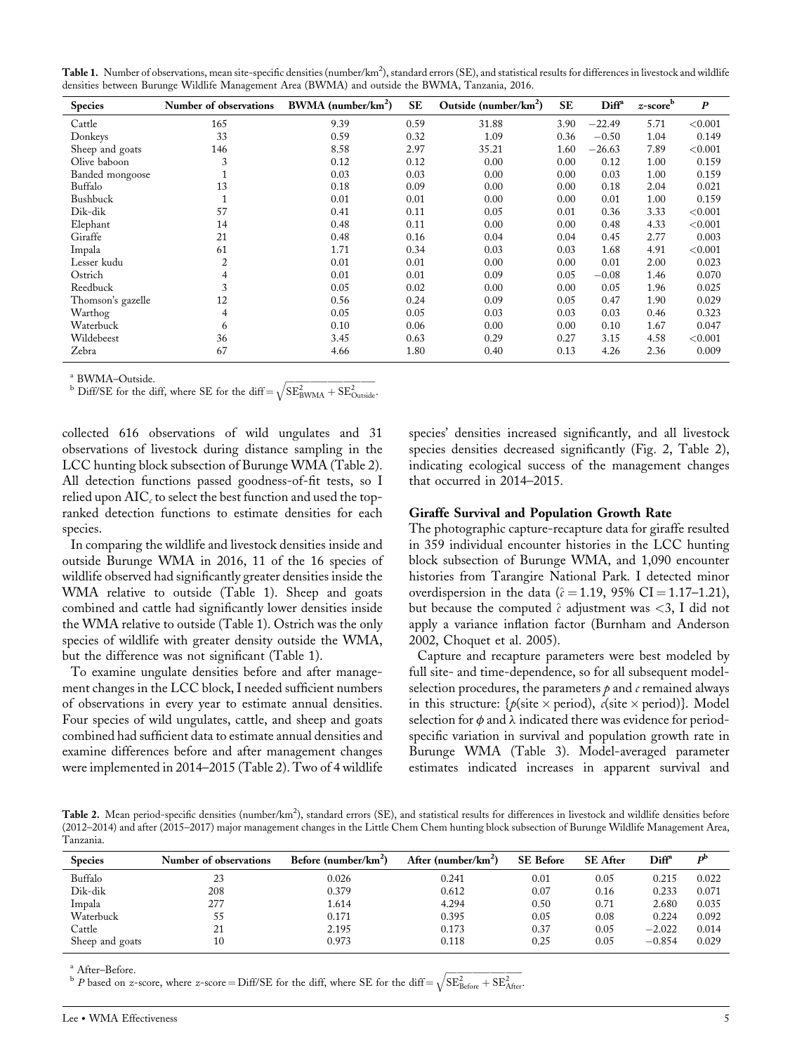**Table 1.** Number of observations, mean site-specific densities (number/km$^2$), standard errors (SE), and statistical results for differences in livestock and wildlife densities between Burunge Wildlife Management Area (BWMA) and outside the BWMA, Tanzania, 2016.

| Species | Number of observations | BWMA (number/km$^2$) | SE | Outside (number/km$^2$) | SE | Diff[a] | $z$-score[b] | $P$ |
|---|---|---|---|---|---|---|---|---|
| Cattle | 165 | 9.39 | 0.59 | 31.88 | 3.90 | −22.49 | 5.71 | <0.001 |
| Donkeys | 33 | 0.59 | 0.32 | 1.09 | 0.36 | −0.50 | 1.04 | 0.149 |
| Sheep and goats | 146 | 8.58 | 2.97 | 35.21 | 1.60 | −26.63 | 7.89 | <0.001 |
| Olive baboon | 3 | 0.12 | 0.12 | 0.00 | 0.00 | 0.12 | 1.00 | 0.159 |
| Banded mongoose | 1 | 0.03 | 0.03 | 0.00 | 0.00 | 0.03 | 1.00 | 0.159 |
| Buffalo | 13 | 0.18 | 0.09 | 0.00 | 0.00 | 0.18 | 2.04 | 0.021 |
| Bushbuck | 1 | 0.01 | 0.01 | 0.00 | 0.00 | 0.01 | 1.00 | 0.159 |
| Dik-dik | 57 | 0.41 | 0.11 | 0.05 | 0.01 | 0.36 | 3.33 | <0.001 |
| Elephant | 14 | 0.48 | 0.11 | 0.00 | 0.00 | 0.48 | 4.33 | <0.001 |
| Giraffe | 21 | 0.48 | 0.16 | 0.04 | 0.04 | 0.45 | 2.77 | 0.003 |
| Impala | 61 | 1.71 | 0.34 | 0.03 | 0.03 | 1.68 | 4.91 | <0.001 |
| Lesser kudu | 2 | 0.01 | 0.01 | 0.00 | 0.00 | 0.01 | 2.00 | 0.023 |
| Ostrich | 4 | 0.01 | 0.01 | 0.09 | 0.05 | −0.08 | 1.46 | 0.070 |
| Reedbuck | 3 | 0.05 | 0.02 | 0.00 | 0.00 | 0.05 | 1.96 | 0.025 |
| Thomson's gazelle | 12 | 0.56 | 0.24 | 0.09 | 0.05 | 0.47 | 1.90 | 0.029 |
| Warthog | 4 | 0.05 | 0.05 | 0.03 | 0.03 | 0.03 | 0.46 | 0.323 |
| Waterbuck | 6 | 0.10 | 0.06 | 0.00 | 0.00 | 0.10 | 1.67 | 0.047 |
| Wildebeest | 36 | 3.45 | 0.63 | 0.29 | 0.27 | 3.15 | 4.58 | <0.001 |
| Zebra | 67 | 4.66 | 1.80 | 0.40 | 0.13 | 4.26 | 2.36 | 0.009 |

[a] BWMA–Outside.
[b] Diff/SE for the diff, where SE for the diff $= \sqrt{\mathrm{SE}^2_{\mathrm{BWMA}} + \mathrm{SE}^2_{\mathrm{Outside}}}$.

collected 616 observations of wild ungulates and 31 observations of livestock during distance sampling in the LCC hunting block subsection of Burunge WMA (Table 2). All detection functions passed goodness-of-fit tests, so I relied upon AIC$_c$ to select the best function and used the top-ranked detection functions to estimate densities for each species.

In comparing the wildlife and livestock densities inside and outside Burunge WMA in 2016, 11 of the 16 species of wildlife observed had significantly greater densities inside the WMA relative to outside (Table 1). Sheep and goats combined and cattle had significantly lower densities inside the WMA relative to outside (Table 1). Ostrich was the only species of wildlife with greater density outside the WMA, but the difference was not significant (Table 1).

To examine ungulate densities before and after management changes in the LCC block, I needed sufficient numbers of observations in every year to estimate annual densities. Four species of wild ungulates, cattle, and sheep and goats combined had sufficient data to estimate annual densities and examine differences before and after management changes were implemented in 2014–2015 (Table 2). Two of 4 wildlife species' densities increased significantly, and all livestock species densities decreased significantly (Fig. 2, Table 2), indicating ecological success of the management changes that occurred in 2014–2015.

### Giraffe Survival and Population Growth Rate

The photographic capture-recapture data for giraffe resulted in 359 individual encounter histories in the LCC hunting block subsection of Burunge WMA, and 1,090 encounter histories from Tarangire National Park. I detected minor overdispersion in the data ($\hat{c} = 1.19$, 95% CI $= 1.17$–$1.21$), but because the computed $\hat{c}$ adjustment was $<3$, I did not apply a variance inflation factor (Burnham and Anderson 2002, Choquet et al. 2005).

Capture and recapture parameters were best modeled by full site- and time-dependence, so for all subsequent model-selection procedures, the parameters $p$ and $c$ remained always in this structure: $\{p(\text{site} \times \text{period}), c(\text{site} \times \text{period})\}$. Model selection for $\phi$ and $\lambda$ indicated there was evidence for period-specific variation in survival and population growth rate in Burunge WMA (Table 3). Model-averaged parameter estimates indicated increases in apparent survival and

**Table 2.** Mean period-specific densities (number/km$^2$), standard errors (SE), and statistical results for differences in livestock and wildlife densities before (2012–2014) and after (2015–2017) major management changes in the Little Chem Chem hunting block subsection of Burunge Wildlife Management Area, Tanzania.

| Species | Number of observations | Before (number/km$^2$) | After (number/km$^2$) | SE Before | SE After | Diff[a] | $P$[b] |
|---|---|---|---|---|---|---|---|
| Buffalo | 23 | 0.026 | 0.241 | 0.01 | 0.05 | 0.215 | 0.022 |
| Dik-dik | 208 | 0.379 | 0.612 | 0.07 | 0.16 | 0.233 | 0.071 |
| Impala | 277 | 1.614 | 4.294 | 0.50 | 0.71 | 2.680 | 0.035 |
| Waterbuck | 55 | 0.171 | 0.395 | 0.05 | 0.08 | 0.224 | 0.092 |
| Cattle | 21 | 2.195 | 0.173 | 0.37 | 0.05 | −2.022 | 0.014 |
| Sheep and goats | 10 | 0.973 | 0.118 | 0.25 | 0.05 | −0.854 | 0.029 |

[a] After–Before.
[b] $P$ based on $z$-score, where $z$-score = Diff/SE for the diff, where SE for the diff $= \sqrt{\mathrm{SE}^2_{\mathrm{Before}} + \mathrm{SE}^2_{\mathrm{After}}}$.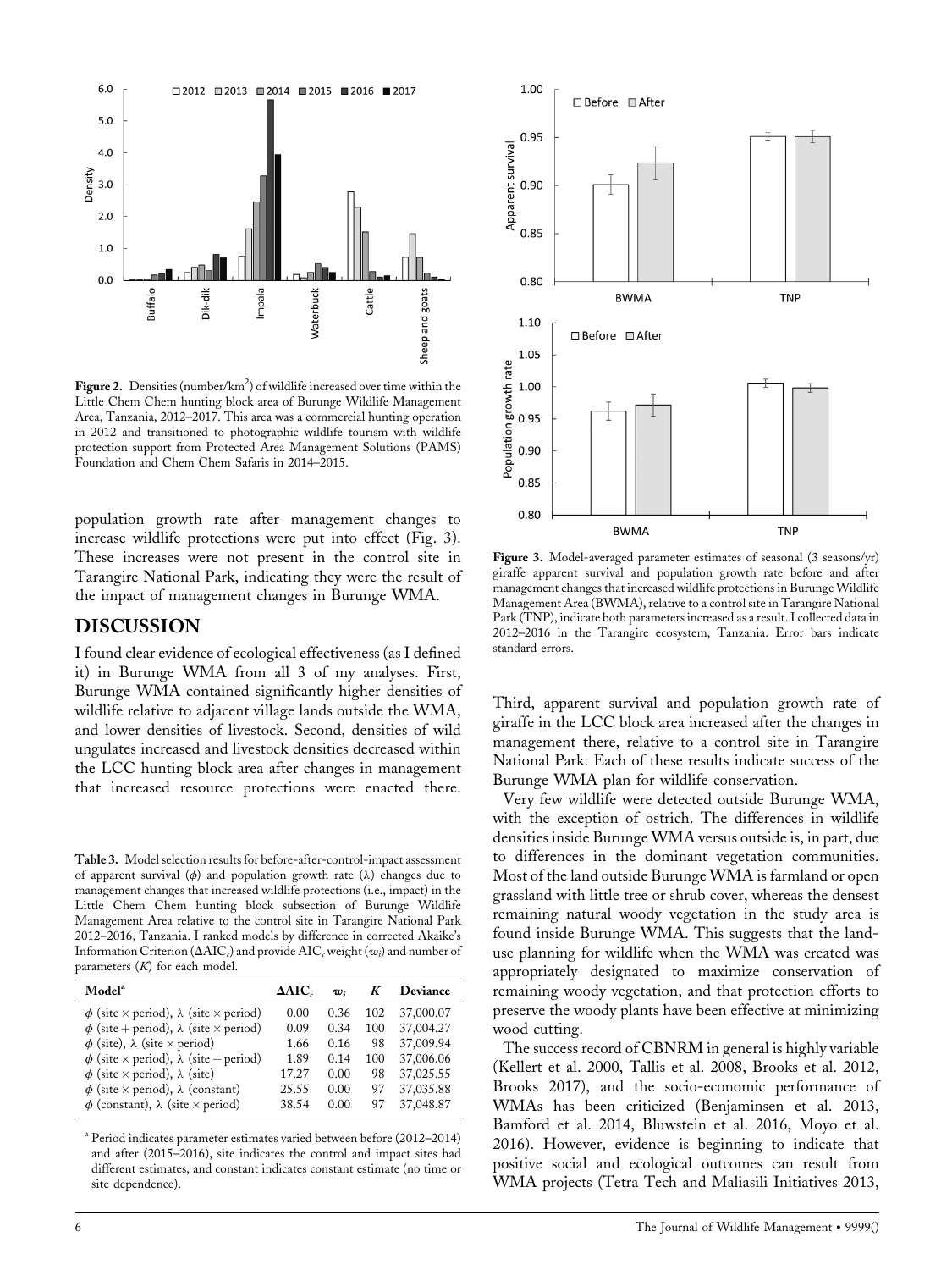Figure 2. Densities (number/km$^2$) of wildlife increased over time within the Little Chem Chem hunting block area of Burunge Wildlife Management Area, Tanzania, 2012–2017. This area was a commercial hunting operation in 2012 and transitioned to photographic wildlife tourism with wildlife protection support from Protected Area Management Solutions (PAMS) Foundation and Chem Chem Safaris in 2014–2015.

population growth rate after management changes to increase wildlife protections were put into effect (Fig. 3). These increases were not present in the control site in Tarangire National Park, indicating they were the result of the impact of management changes in Burunge WMA.

## DISCUSSION

I found clear evidence of ecological effectiveness (as I defined it) in Burunge WMA from all 3 of my analyses. First, Burunge WMA contained significantly higher densities of wildlife relative to adjacent village lands outside the WMA, and lower densities of livestock. Second, densities of wild ungulates increased and livestock densities decreased within the LCC hunting block area after changes in management that increased resource protections were enacted there. Third, apparent survival and population growth rate of giraffe in the LCC block area increased after the changes in management there, relative to a control site in Tarangire National Park. Each of these results indicate success of the Burunge WMA plan for wildlife conservation.

Table 3. Model selection results for before-after-control-impact assessment of apparent survival ($\phi$) and population growth rate ($\lambda$) changes due to management changes that increased wildlife protections (i.e., impact) in the Little Chem Chem hunting block subsection of Burunge Wildlife Management Area relative to the control site in Tarangire National Park 2012–2016, Tanzania. I ranked models by difference in corrected Akaike's Information Criterion ($\Delta AIC_c$) and provide $AIC_c$ weight ($w_i$) and number of parameters ($K$) for each model.

| Model[a] | $\Delta AIC_c$ | $w_i$ | $K$ | Deviance |
|---|---|---|---|---|
| $\phi$ (site × period), $\lambda$ (site × period) | 0.00 | 0.36 | 102 | 37,000.07 |
| $\phi$ (site + period), $\lambda$ (site × period) | 0.09 | 0.34 | 100 | 37,004.27 |
| $\phi$ (site), $\lambda$ (site × period) | 1.66 | 0.16 | 98 | 37,009.94 |
| $\phi$ (site × period), $\lambda$ (site + period) | 1.89 | 0.14 | 100 | 37,006.06 |
| $\phi$ (site × period), $\lambda$ (site) | 17.27 | 0.00 | 98 | 37,025.55 |
| $\phi$ (site × period), $\lambda$ (constant) | 25.55 | 0.00 | 97 | 37,035.88 |
| $\phi$ (constant), $\lambda$ (site × period) | 38.54 | 0.00 | 97 | 37,048.87 |

[a] Period indicates parameter estimates varied between before (2012–2014) and after (2015–2016), site indicates the control and impact sites had different estimates, and constant indicates constant estimate (no time or site dependence).

Figure 3. Model-averaged parameter estimates of seasonal (3 seasons/yr) giraffe apparent survival and population growth rate before and after management changes that increased wildlife protections in Burunge Wildlife Management Area (BWMA), relative to a control site in Tarangire National Park (TNP), indicate both parameters increased as a result. I collected data in 2012–2016 in the Tarangire ecosystem, Tanzania. Error bars indicate standard errors.

Very few wildlife were detected outside Burunge WMA, with the exception of ostrich. The differences in wildlife densities inside Burunge WMA versus outside is, in part, due to differences in the dominant vegetation communities. Most of the land outside Burunge WMA is farmland or open grassland with little tree or shrub cover, whereas the densest remaining natural woody vegetation in the study area is found inside Burunge WMA. This suggests that the land-use planning for wildlife when the WMA was created was appropriately designated to maximize conservation of remaining woody vegetation, and that protection efforts to preserve the woody plants have been effective at minimizing wood cutting.

The success record of CBNRM in general is highly variable (Kellert et al. 2000, Tallis et al. 2008, Brooks et al. 2012, Brooks 2017), and the socio-economic performance of WMAs has been criticized (Benjaminsen et al. 2013, Bamford et al. 2014, Bluwstein et al. 2016, Moyo et al. 2016). However, evidence is beginning to indicate that positive social and ecological outcomes can result from WMA projects (Tetra Tech and Maliasili Initiatives 2013,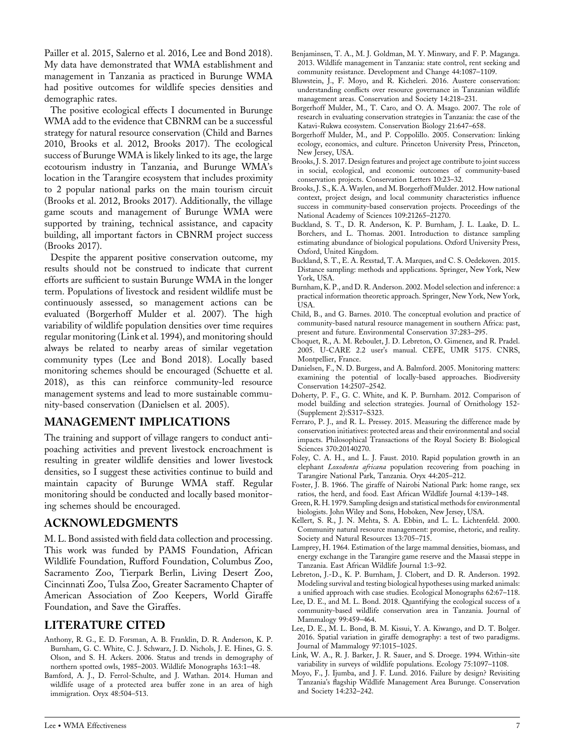Pailler et al. 2015, Salerno et al. 2016, Lee and Bond 2018). My data have demonstrated that WMA establishment and management in Tanzania as practiced in Burunge WMA had positive outcomes for wildlife species densities and demographic rates.

The positive ecological effects I documented in Burunge WMA add to the evidence that CBNRM can be a successful strategy for natural resource conservation (Child and Barnes 2010, Brooks et al. 2012, Brooks 2017). The ecological success of Burunge WMA is likely linked to its age, the large ecotourism industry in Tanzania, and Burunge WMA's location in the Tarangire ecosystem that includes proximity to 2 popular national parks on the main tourism circuit (Brooks et al. 2012, Brooks 2017). Additionally, the village game scouts and management of Burunge WMA were supported by training, technical assistance, and capacity building, all important factors in CBNRM project success (Brooks 2017).

Despite the apparent positive conservation outcome, my results should not be construed to indicate that current efforts are sufficient to sustain Burunge WMA in the longer term. Populations of livestock and resident wildlife must be continuously assessed, so management actions can be evaluated (Borgerhoff Mulder et al. 2007). The high variability of wildlife population densities over time requires regular monitoring (Link et al. 1994), and monitoring should always be related to nearby areas of similar vegetation community types (Lee and Bond 2018). Locally based monitoring schemes should be encouraged (Schuette et al. 2018), as this can reinforce community-led resource management systems and lead to more sustainable community-based conservation (Danielsen et al. 2005).

## MANAGEMENT IMPLICATIONS

The training and support of village rangers to conduct anti-poaching activities and prevent livestock encroachment is resulting in greater wildlife densities and lower livestock densities, so I suggest these activities continue to build and maintain capacity of Burunge WMA staff. Regular monitoring should be conducted and locally based monitoring schemes should be encouraged.

## ACKNOWLEDGMENTS

M. L. Bond assisted with field data collection and processing. This work was funded by PAMS Foundation, African Wildlife Foundation, Rufford Foundation, Columbus Zoo, Sacramento Zoo, Tierpark Berlin, Living Desert Zoo, Cincinnati Zoo, Tulsa Zoo, Greater Sacramento Chapter of American Association of Zoo Keepers, World Giraffe Foundation, and Save the Giraffes.

## LITERATURE CITED

Anthony, R. G., E. D. Forsman, A. B. Franklin, D. R. Anderson, K. P. Burnham, G. C. White, C. J. Schwarz, J. D. Nichols, J. E. Hines, G. S. Olson, and S. H. Ackers. 2006. Status and trends in demography of northern spotted owls, 1985–2003. Wildlife Monographs 163:1–48.

Bamford, A. J., D. Ferrol-Schulte, and J. Wathan. 2014. Human and wildlife usage of a protected area buffer zone in an area of high immigration. Oryx 48:504–513.

Benjaminsen, T. A., M. J. Goldman, M. Y. Minwary, and F. P. Maganga. 2013. Wildlife management in Tanzania: state control, rent seeking and community resistance. Development and Change 44:1087–1109.

Bluwstein, J., F. Moyo, and R. Kicheleri. 2016. Austere conservation: understanding conflicts over resource governance in Tanzanian wildlife management areas. Conservation and Society 14:218–231.

Borgerhoff Mulder, M., T. Caro, and O. A. Msago. 2007. The role of research in evaluating conservation strategies in Tanzania: the case of the Katavi-Rukwa ecosystem. Conservation Biology 21:647–658.

Borgerhoff Mulder, M., and P. Coppolillo. 2005. Conservation: linking ecology, economics, and culture. Princeton University Press, Princeton, New Jersey, USA.

Brooks, J. S. 2017. Design features and project age contribute to joint success in social, ecological, and economic outcomes of community-based conservation projects. Conservation Letters 10:23–32.

Brooks, J. S., K. A. Waylen, and M. Borgerhoff Mulder. 2012. How national context, project design, and local community characteristics influence success in community-based conservation projects. Proceedings of the National Academy of Sciences 109:21265–21270.

Buckland, S. T., D. R. Anderson, K. P. Burnham, J. L. Laake, D. L. Borchers, and L. Thomas. 2001. Introduction to distance sampling estimating abundance of biological populations. Oxford University Press, Oxford, United Kingdom.

Buckland, S. T., E. A. Rexstad, T. A. Marques, and C. S. Oedekoven. 2015. Distance sampling: methods and applications. Springer, New York, New York, USA.

Burnham, K. P., and D. R. Anderson. 2002. Model selection and inference: a practical information theoretic approach. Springer, New York, New York, USA.

Child, B., and G. Barnes. 2010. The conceptual evolution and practice of community-based natural resource management in southern Africa: past, present and future. Environmental Conservation 37:283–295.

Choquet, R., A. M. Reboulet, J. D. Lebreton, O. Gimenez, and R. Pradel. 2005. U-CARE 2.2 user's manual. CEFE, UMR 5175. CNRS, Montpellier, France.

Danielsen, F., N. D. Burgess, and A. Balmford. 2005. Monitoring matters: examining the potential of locally-based approaches. Biodiversity Conservation 14:2507–2542.

Doherty, P. F., G. C. White, and K. P. Burnham. 2012. Comparison of model building and selection strategies. Journal of Ornithology 152-(Supplement 2):S317–S323.

Ferraro, P. J., and R. L. Pressey. 2015. Measuring the difference made by conservation initiatives: protected areas and their environmental and social impacts. Philosophical Transactions of the Royal Society B: Biological Sciences 370:20140270.

Foley, C. A. H., and L. J. Faust. 2010. Rapid population growth in an elephant *Loxodonta africana* population recovering from poaching in Tarangire National Park, Tanzania. Oryx 44:205–212.

Foster, J. B. 1966. The giraffe of Nairobi National Park: home range, sex ratios, the herd, and food. East African Wildlife Journal 4:139–148.

Green, R. H. 1979. Sampling design and statistical methods for environmental biologists. John Wiley and Sons, Hoboken, New Jersey, USA.

Kellert, S. R., J. N. Mehta, S. A. Ebbin, and L. L. Lichtenfeld. 2000. Community natural resource management: promise, rhetoric, and reality. Society and Natural Resources 13:705–715.

Lamprey, H. 1964. Estimation of the large mammal densities, biomass, and energy exchange in the Tarangire game reserve and the Maasai steppe in Tanzania. East African Wildlife Journal 1:3–92.

Lebreton, J.-D., K. P. Burnham, J. Clobert, and D. R. Anderson. 1992. Modeling survival and testing biological hypotheses using marked animals: a unified approach with case studies. Ecological Monographs 62:67–118.

Lee, D. E., and M. L. Bond. 2018. Quantifying the ecological success of a community-based wildlife conservation area in Tanzania. Journal of Mammalogy 99:459–464.

Lee, D. E., M. L. Bond, B. M. Kissui, Y. A. Kiwango, and D. T. Bolger. 2016. Spatial variation in giraffe demography: a test of two paradigms. Journal of Mammalogy 97:1015–1025.

Link, W. A., R. J. Barker, J. R. Sauer, and S. Droege. 1994. Within-site variability in surveys of wildlife populations. Ecology 75:1097–1108.

Moyo, F., J. Ijumba, and J. F. Lund. 2016. Failure by design? Revisiting Tanzania's flagship Wildlife Management Area Burunge. Conservation and Society 14:232–242.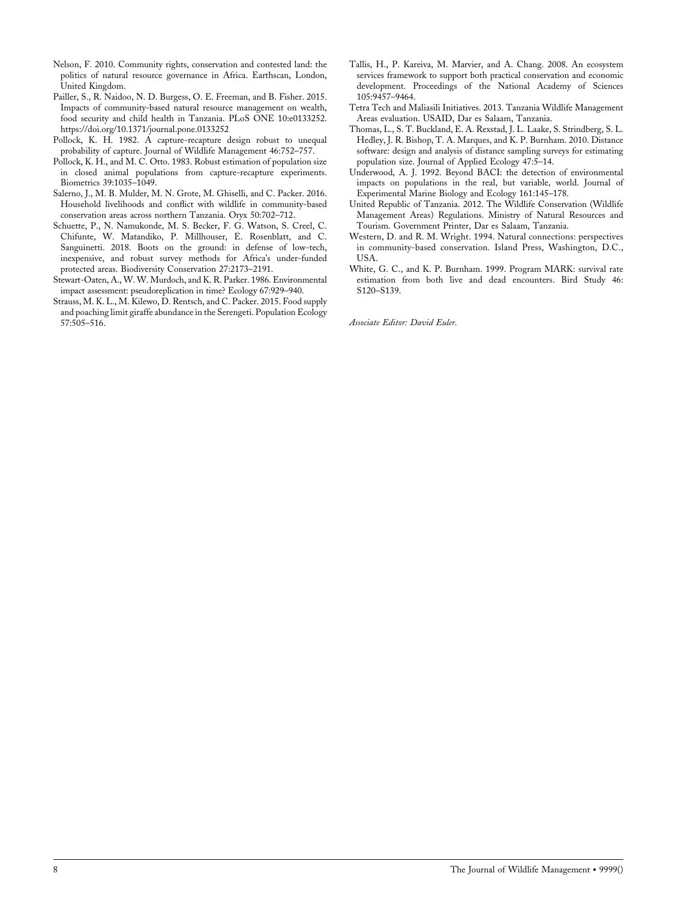Nelson, F. 2010. Community rights, conservation and contested land: the politics of natural resource governance in Africa. Earthscan, London, United Kingdom.

Pailler, S., R. Naidoo, N. D. Burgess, O. E. Freeman, and B. Fisher. 2015. Impacts of community-based natural resource management on wealth, food security and child health in Tanzania. PLoS ONE 10:e0133252. https://doi.org/10.1371/journal.pone.0133252

Pollock, K. H. 1982. A capture-recapture design robust to unequal probability of capture. Journal of Wildlife Management 46:752–757.

Pollock, K. H., and M. C. Otto. 1983. Robust estimation of population size in closed animal populations from capture-recapture experiments. Biometrics 39:1035–1049.

Salerno, J., M. B. Mulder, M. N. Grote, M. Ghiselli, and C. Packer. 2016. Household livelihoods and conflict with wildlife in community-based conservation areas across northern Tanzania. Oryx 50:702–712.

Schuette, P., N. Namukonde, M. S. Becker, F. G. Watson, S. Creel, C. Chifunte, W. Matandiko, P. Millhouser, E. Rosenblatt, and C. Sanguinetti. 2018. Boots on the ground: in defense of low-tech, inexpensive, and robust survey methods for Africa's under-funded protected areas. Biodiversity Conservation 27:2173–2191.

Stewart-Oaten, A., W. W. Murdoch, and K. R. Parker. 1986. Environmental impact assessment: pseudoreplication in time? Ecology 67:929–940.

Strauss, M. K. L., M. Kilewo, D. Rentsch, and C. Packer. 2015. Food supply and poaching limit giraffe abundance in the Serengeti. Population Ecology 57:505–516.

Tallis, H., P. Kareiva, M. Marvier, and A. Chang. 2008. An ecosystem services framework to support both practical conservation and economic development. Proceedings of the National Academy of Sciences 105:9457–9464.

Tetra Tech and Maliasili Initiatives. 2013. Tanzania Wildlife Management Areas evaluation. USAID, Dar es Salaam, Tanzania.

Thomas, L., S. T. Buckland, E. A. Rexstad, J. L. Laake, S. Strindberg, S. L. Hedley, J. R. Bishop, T. A. Marques, and K. P. Burnham. 2010. Distance software: design and analysis of distance sampling surveys for estimating population size. Journal of Applied Ecology 47:5–14.

Underwood, A. J. 1992. Beyond BACI: the detection of environmental impacts on populations in the real, but variable, world. Journal of Experimental Marine Biology and Ecology 161:145–178.

United Republic of Tanzania. 2012. The Wildlife Conservation (Wildlife Management Areas) Regulations. Ministry of Natural Resources and Tourism. Government Printer, Dar es Salaam, Tanzania.

Western, D. and R. M. Wright. 1994. Natural connections: perspectives in community-based conservation. Island Press, Washington, D.C., USA.

White, G. C., and K. P. Burnham. 1999. Program MARK: survival rate estimation from both live and dead encounters. Bird Study 46: S120–S139.

*Associate Editor: David Euler.*